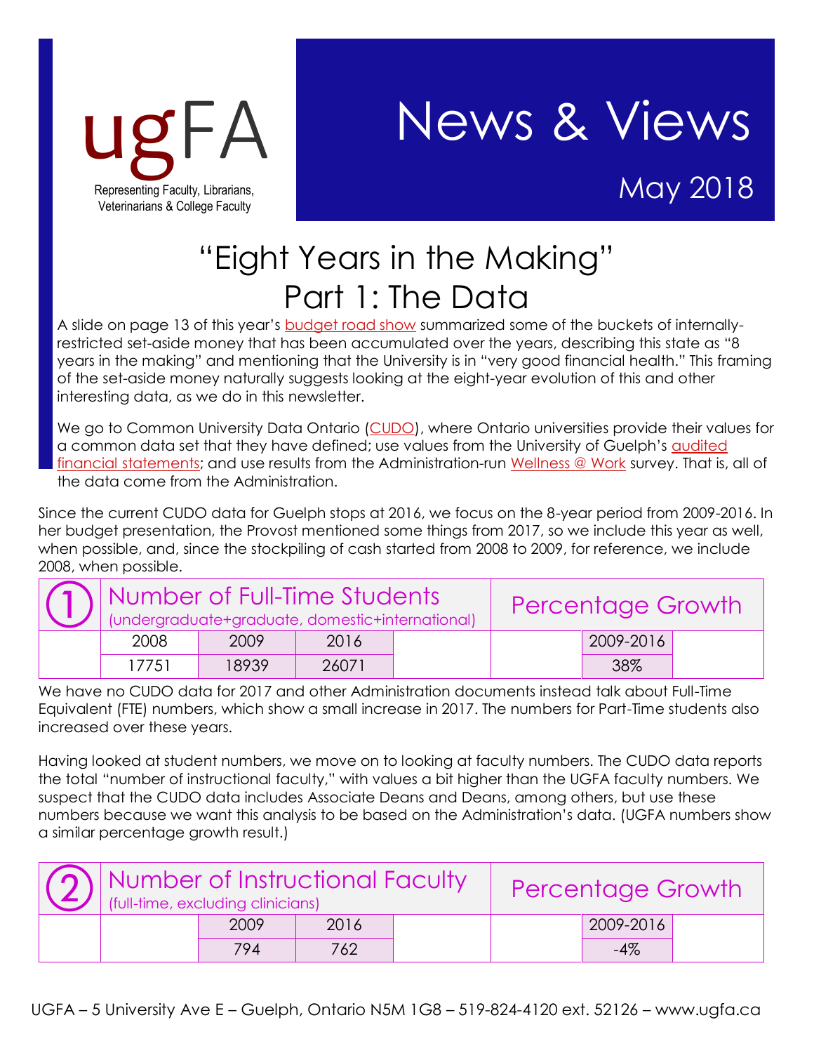ugFA

Representing Faculty, Librarians, Veterinarians & College Faculty

# News & Views

May 2018

## “Eight Years in the Making” Part 1: The Data

A slide on page 13 of this year’s budget road show summarized some of the buckets of internally-restricted set-aside money that has been accumulated over the years, describing this state as “8 years in the making” and mentioning that the University is in “very good financial health.” This framing of the set-aside money naturally suggests looking at the eight-year evolution of this and other interesting data, as we do in this newsletter.

We go to Common University Data Ontario (CUDO), where Ontario universities provide their values for a common data set that they have defined; use values from the University of Guelph’s audited financial statements; and use results from the Administration-run Wellness @ Work survey. That is, all of the data come from the Administration.

Since the current CUDO data for Guelph stops at 2016, we focus on the 8-year period from 2009-2016. In her budget presentation, the Provost mentioned some things from 2017, so we include this year as well, when possible, and, since the stockpiling of cash started from 2008 to 2009, for reference, we include 2008, when possible.

| ① | Number of Full-Time Students (undergraduate+graduate, domestic+international) | | | | Percentage Growth | | |
|---|---|---|---|---|---|---|---|
| | 2008 | 2009 | 2016 | | | 2009-2016 | |
| | 17751 | 18939 | 26071 | | | 38% | |

We have no CUDO data for 2017 and other Administration documents instead talk about Full-Time Equivalent (FTE) numbers, which show a small increase in 2017. The numbers for Part-Time students also increased over these years.

Having looked at student numbers, we move on to looking at faculty numbers. The CUDO data reports the total “number of instructional faculty,” with values a bit higher than the UGFA faculty numbers. We suspect that the CUDO data includes Associate Deans and Deans, among others, but use these numbers because we want this analysis to be based on the Administration’s data. (UGFA numbers show a similar percentage growth result.)

| ② | Number of Instructional Faculty (full-time, excluding clinicians) | | | | Percentage Growth | | |
|---|---|---|---|---|---|---|---|
| | | 2009 | 2016 | | | 2009-2016 | |
| | | 794 | 762 | | | -4% | |

UGFA – 5 University Ave E – Guelph, Ontario N5M 1G8 – 519-824-4120 ext. 52126 – www.ugfa.ca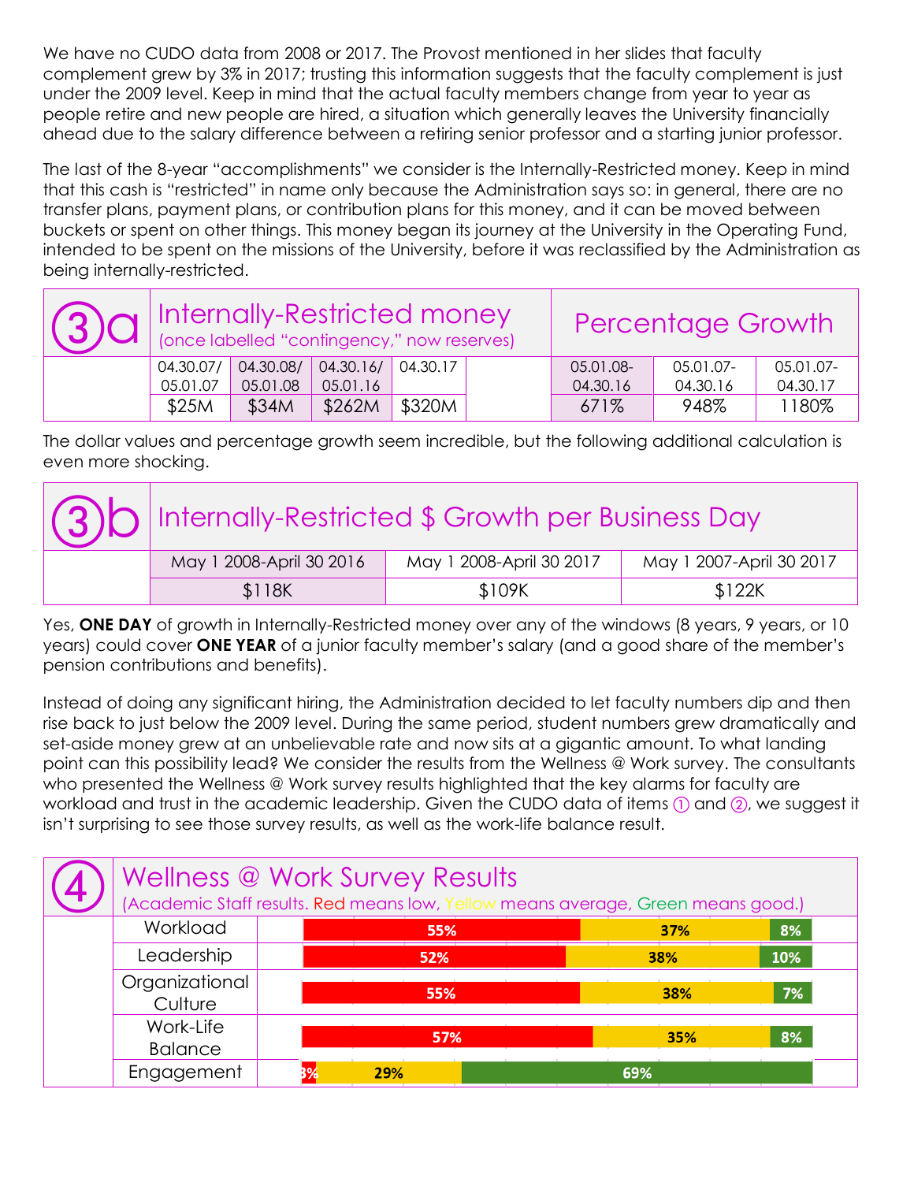We have no CUDO data from 2008 or 2017. The Provost mentioned in her slides that faculty complement grew by 3% in 2017; trusting this information suggests that the faculty complement is just under the 2009 level. Keep in mind that the actual faculty members change from year to year as people retire and new people are hired, a situation which generally leaves the University financially ahead due to the salary difference between a retiring senior professor and a starting junior professor.

The last of the 8-year "accomplishments" we consider is the Internally-Restricted money. Keep in mind that this cash is "restricted" in name only because the Administration says so: in general, there are no transfer plans, payment plans, or contribution plans for this money, and it can be moved between buckets or spent on other things. This money began its journey at the University in the Operating Fund, intended to be spent on the missions of the University, before it was reclassified by the Administration as being internally-restricted.

| ③a | Internally-Restricted money (once labelled "contingency," now reserves) | | | | | Percentage Growth | | |
|---|---|---|---|---|---|---|---|---|
| | 04.30.07/ 05.01.07 | 04.30.08/ 05.01.08 | 04.30.16/ 05.01.16 | 04.30.17 | | 05.01.08-04.30.16 | 05.01.07-04.30.16 | 05.01.07-04.30.17 |
| | $25M | $34M | $262M | $320M | | 671% | 948% | 1180% |

The dollar values and percentage growth seem incredible, but the following additional calculation is even more shocking.

| ③b | Internally-Restricted $ Growth per Business Day | | |
|---|---|---|---|
| | May 1 2008-April 30 2016 | May 1 2008-April 30 2017 | May 1 2007-April 30 2017 |
| | $118K | $109K | $122K |

Yes, **ONE DAY** of growth in Internally-Restricted money over any of the windows (8 years, 9 years, or 10 years) could cover **ONE YEAR** of a junior faculty member's salary (and a good share of the member's pension contributions and benefits).

Instead of doing any significant hiring, the Administration decided to let faculty numbers dip and then rise back to just below the 2009 level. During the same period, student numbers grew dramatically and set-aside money grew at an unbelievable rate and now sits at a gigantic amount. To what landing point can this possibility lead? We consider the results from the Wellness @ Work survey. The consultants who presented the Wellness @ Work survey results highlighted that the key alarms for faculty are workload and trust in the academic leadership. Given the CUDO data of items ① and ②, we suggest it isn't surprising to see those survey results, as well as the work-life balance result.

| ④ | Wellness @ Work Survey Results (Academic Staff results. Red means low, Yellow means average, Green means good.) | | | |
|---|---|---|---|---|
| | | Red | Yellow | Green |
| | Workload | 55% | 37% | 8% |
| | Leadership | 52% | 38% | 10% |
| | Organizational Culture | 55% | 38% | 7% |
| | Work-Life Balance | 57% | 35% | 8% |
| | Engagement | 3% | 29% | 69% |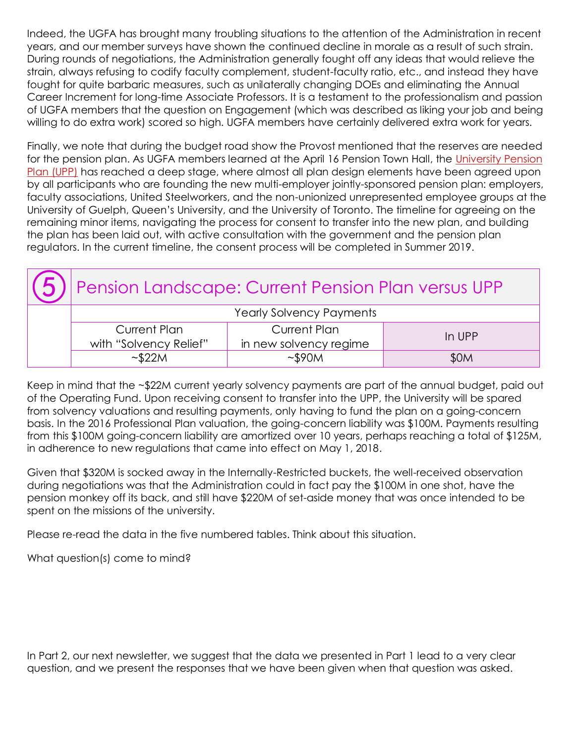Indeed, the UGFA has brought many troubling situations to the attention of the Administration in recent years, and our member surveys have shown the continued decline in morale as a result of such strain. During rounds of negotiations, the Administration generally fought off any ideas that would relieve the strain, always refusing to codify faculty complement, student-faculty ratio, etc., and instead they have fought for quite barbaric measures, such as unilaterally changing DOEs and eliminating the Annual Career Increment for long-time Associate Professors. It is a testament to the professionalism and passion of UGFA members that the question on Engagement (which was described as liking your job and being willing to do extra work) scored so high. UGFA members have certainly delivered extra work for years.

Finally, we note that during the budget road show the Provost mentioned that the reserves are needed for the pension plan. As UGFA members learned at the April 16 Pension Town Hall, the University Pension Plan (UPP) has reached a deep stage, where almost all plan design elements have been agreed upon by all participants who are founding the new multi-employer jointly-sponsored pension plan: employers, faculty associations, United Steelworkers, and the non-unionized unrepresented employee groups at the University of Guelph, Queen's University, and the University of Toronto. The timeline for agreeing on the remaining minor items, navigating the process for consent to transfer into the new plan, and building the plan has been laid out, with active consultation with the government and the pension plan regulators. In the current timeline, the consent process will be completed in Summer 2019.

## ⑤ Pension Landscape: Current Pension Plan versus UPP

| Yearly Solvency Payments | | |
|---|---|---|
| Current Plan with "Solvency Relief" | Current Plan in new solvency regime | In UPP |
| ~$22M | ~$90M | $0M |

Keep in mind that the ~$22M current yearly solvency payments are part of the annual budget, paid out of the Operating Fund. Upon receiving consent to transfer into the UPP, the University will be spared from solvency valuations and resulting payments, only having to fund the plan on a going-concern basis. In the 2016 Professional Plan valuation, the going-concern liability was $100M. Payments resulting from this $100M going-concern liability are amortized over 10 years, perhaps reaching a total of $125M, in adherence to new regulations that came into effect on May 1, 2018.

Given that $320M is socked away in the Internally-Restricted buckets, the well-received observation during negotiations was that the Administration could in fact pay the $100M in one shot, have the pension monkey off its back, and still have $220M of set-aside money that was once intended to be spent on the missions of the university.

Please re-read the data in the five numbered tables. Think about this situation.

What question(s) come to mind?

In Part 2, our next newsletter, we suggest that the data we presented in Part 1 lead to a very clear question, and we present the responses that we have been given when that question was asked.